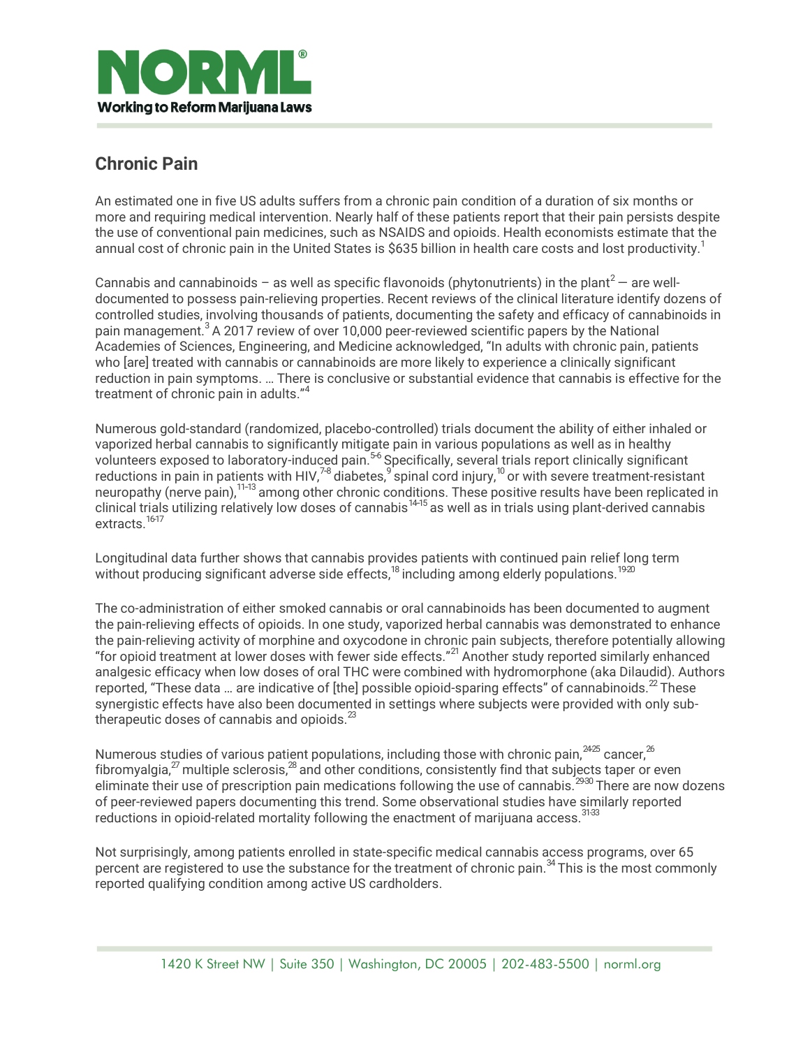## Chronic Pain

An estimated one in five US adults suffers from a chronic pain condition of a duration of six months or more and requiring medical intervention. Nearly half of these patients report that their pain persists despite the use of conventional pain medicines, such as NSAIDS and opioids. Health economists estimate that the annual cost of chronic pain in the United States is $635 billion in health care costs and lost productivity.[1]

Cannabis and cannabinoids – as well as specific flavonoids (phytonutrients) in the plant[2] — are well-documented to possess pain-relieving properties. Recent reviews of the clinical literature identify dozens of controlled studies, involving thousands of patients, documenting the safety and efficacy of cannabinoids in pain management.[3] A 2017 review of over 10,000 peer-reviewed scientific papers by the National Academies of Sciences, Engineering, and Medicine acknowledged, "In adults with chronic pain, patients who [are] treated with cannabis or cannabinoids are more likely to experience a clinically significant reduction in pain symptoms. … There is conclusive or substantial evidence that cannabis is effective for the treatment of chronic pain in adults."[4]

Numerous gold-standard (randomized, placebo-controlled) trials document the ability of either inhaled or vaporized herbal cannabis to significantly mitigate pain in various populations as well as in healthy volunteers exposed to laboratory-induced pain.[5-6] Specifically, several trials report clinically significant reductions in pain in patients with HIV,[7-8] diabetes,[9] spinal cord injury,[10] or with severe treatment-resistant neuropathy (nerve pain),[11-13] among other chronic conditions. These positive results have been replicated in clinical trials utilizing relatively low doses of cannabis[14-15] as well as in trials using plant-derived cannabis extracts.[16-17]

Longitudinal data further shows that cannabis provides patients with continued pain relief long term without producing significant adverse side effects,[18] including among elderly populations.[19-20]

The co-administration of either smoked cannabis or oral cannabinoids has been documented to augment the pain-relieving effects of opioids. In one study, vaporized herbal cannabis was demonstrated to enhance the pain-relieving activity of morphine and oxycodone in chronic pain subjects, therefore potentially allowing "for opioid treatment at lower doses with fewer side effects."[21] Another study reported similarly enhanced analgesic efficacy when low doses of oral THC were combined with hydromorphone (aka Dilaudid). Authors reported, "These data … are indicative of [the] possible opioid-sparing effects" of cannabinoids.[22] These synergistic effects have also been documented in settings where subjects were provided with only sub-therapeutic doses of cannabis and opioids.[23]

Numerous studies of various patient populations, including those with chronic pain,[24-25] cancer,[26] fibromyalgia,[27] multiple sclerosis,[28] and other conditions, consistently find that subjects taper or even eliminate their use of prescription pain medications following the use of cannabis.[29-30] There are now dozens of peer-reviewed papers documenting this trend. Some observational studies have similarly reported reductions in opioid-related mortality following the enactment of marijuana access.[31-33]

Not surprisingly, among patients enrolled in state-specific medical cannabis access programs, over 65 percent are registered to use the substance for the treatment of chronic pain.[34] This is the most commonly reported qualifying condition among active US cardholders.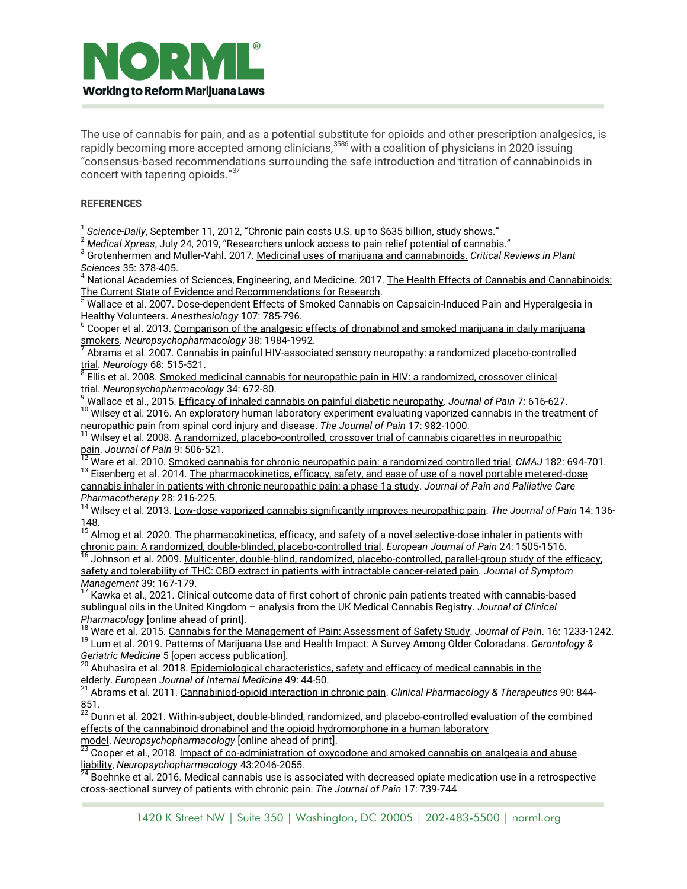The use of cannabis for pain, and as a potential substitute for opioids and other prescription analgesics, is rapidly becoming more accepted among clinicians,[35,36] with a coalition of physicians in 2020 issuing "consensus-based recommendations surrounding the safe introduction and titration of cannabinoids in concert with tapering opioids."[37]

**REFERENCES**

[1] *Science-Daily*, September 11, 2012, "Chronic pain costs U.S. up to $635 billion, study shows."
[2] *Medical Xpress*, July 24, 2019, "Researchers unlock access to pain relief potential of cannabis."
[3] Grotenhermen and Muller-Vahl. 2017. Medicinal uses of marijuana and cannabinoids. *Critical Reviews in Plant Sciences* 35: 378-405.
[4] National Academies of Sciences, Engineering, and Medicine. 2017. The Health Effects of Cannabis and Cannabinoids: The Current State of Evidence and Recommendations for Research.
[5] Wallace et al. 2007. Dose-dependent Effects of Smoked Cannabis on Capsaicin-Induced Pain and Hyperalgesia in Healthy Volunteers. *Anesthesiology* 107: 785-796.
[6] Cooper et al. 2013. Comparison of the analgesic effects of dronabinol and smoked marijuana in daily marijuana smokers. *Neuropsychopharmacology* 38: 1984-1992.
[7] Abrams et al. 2007. Cannabis in painful HIV-associated sensory neuropathy: a randomized placebo-controlled trial. *Neurology* 68: 515-521.
[8] Ellis et al. 2008. Smoked medicinal cannabis for neuropathic pain in HIV: a randomized, crossover clinical trial. *Neuropsychopharmacology* 34: 672-80.
[9] Wallace et al., 2015. Efficacy of inhaled cannabis on painful diabetic neuropathy. *Journal of Pain* 7: 616-627.
[10] Wilsey et al. 2016. An exploratory human laboratory experiment evaluating vaporized cannabis in the treatment of neuropathic pain from spinal cord injury and disease. *The Journal of Pain* 17: 982-1000.
[11] Wilsey et al. 2008. A randomized, placebo-controlled, crossover trial of cannabis cigarettes in neuropathic pain. *Journal of Pain* 9: 506-521.
[12] Ware et al. 2010. Smoked cannabis for chronic neuropathic pain: a randomized controlled trial. *CMAJ* 182: 694-701.
[13] Eisenberg et al. 2014. The pharmacokinetics, efficacy, safety, and ease of use of a novel portable metered-dose cannabis inhaler in patients with chronic neuropathic pain: a phase 1a study. *Journal of Pain and Palliative Care Pharmacotherapy* 28: 216-225.
[14] Wilsey et al. 2013. Low-dose vaporized cannabis significantly improves neuropathic pain. *The Journal of Pain* 14: 136-148.
[15] Almog et al. 2020. The pharmacokinetics, efficacy, and safety of a novel selective-dose inhaler in patients with chronic pain: A randomized, double-blinded, placebo-controlled trial. *European Journal of Pain* 24: 1505-1516.
[16] Johnson et al. 2009. Multicenter, double-blind, randomized, placebo-controlled, parallel-group study of the efficacy, safety and tolerability of THC: CBD extract in patients with intractable cancer-related pain. *Journal of Symptom Management* 39: 167-179.
[17] Kawka et al., 2021. Clinical outcome data of first cohort of chronic pain patients treated with cannabis-based sublingual oils in the United Kingdom – analysis from the UK Medical Cannabis Registry. *Journal of Clinical Pharmacology* [online ahead of print].
[18] Ware et al. 2015. Cannabis for the Management of Pain: Assessment of Safety Study. *Journal of Pain*. 16: 1233-1242.
[19] Lum et al. 2019. Patterns of Marijuana Use and Health Impact: A Survey Among Older Coloradans. *Gerontology & Geriatric Medicine* 5 [open access publication].
[20] Abuhasira et al. 2018. Epidemiological characteristics, safety and efficacy of medical cannabis in the elderly. *European Journal of Internal Medicine* 49: 44-50.
[21] Abrams et al. 2011. Cannabiniod-opioid interaction in chronic pain. *Clinical Pharmacology & Therapeutics* 90: 844-851.
[22] Dunn et al. 2021. Within-subject, double-blinded, randomized, and placebo-controlled evaluation of the combined effects of the cannabinoid dronabinol and the opioid hydromorphone in a human laboratory model. *Neuropsychopharmacology* [online ahead of print].
[23] Cooper et al., 2018. Impact of co-administration of oxycodone and smoked cannabis on analgesia and abuse liability, *Neuropsychopharmacology* 43:2046-2055.
[24] Boehnke et al. 2016. Medical cannabis use is associated with decreased opiate medication use in a retrospective cross-sectional survey of patients with chronic pain. *The Journal of Pain* 17: 739-744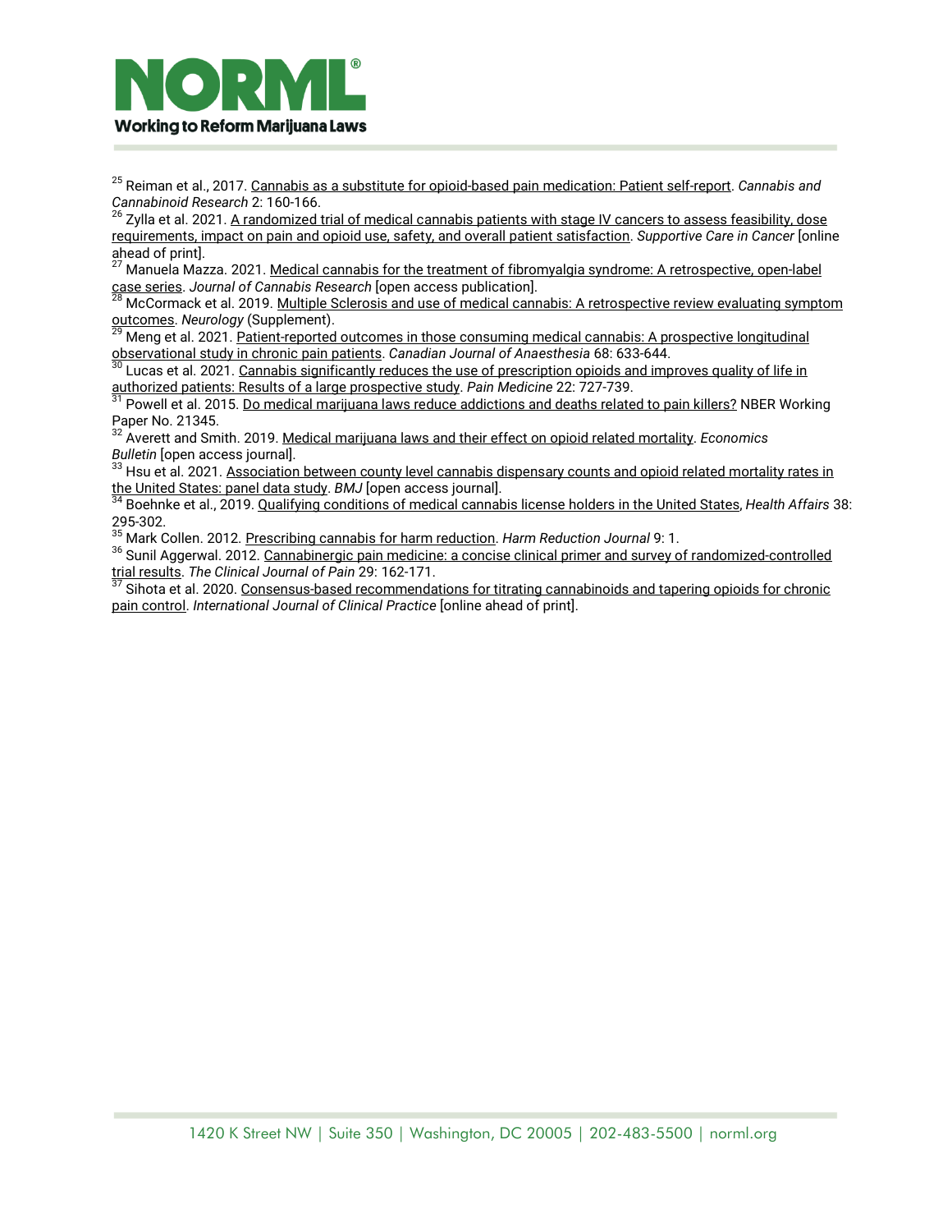[25] Reiman et al., 2017. Cannabis as a substitute for opioid-based pain medication: Patient self-report. *Cannabis and Cannabinoid Research* 2: 160-166.

[26] Zylla et al. 2021. A randomized trial of medical cannabis patients with stage IV cancers to assess feasibility, dose requirements, impact on pain and opioid use, safety, and overall patient satisfaction. *Supportive Care in Cancer* [online ahead of print].

[27] Manuela Mazza. 2021. Medical cannabis for the treatment of fibromyalgia syndrome: A retrospective, open-label case series. *Journal of Cannabis Research* [open access publication].

[28] McCormack et al. 2019. Multiple Sclerosis and use of medical cannabis: A retrospective review evaluating symptom outcomes. *Neurology* (Supplement).

[29] Meng et al. 2021. Patient-reported outcomes in those consuming medical cannabis: A prospective longitudinal observational study in chronic pain patients. *Canadian Journal of Anaesthesia* 68: 633-644.

[30] Lucas et al. 2021. Cannabis significantly reduces the use of prescription opioids and improves quality of life in authorized patients: Results of a large prospective study. *Pain Medicine* 22: 727-739.

[31] Powell et al. 2015. Do medical marijuana laws reduce addictions and deaths related to pain killers? NBER Working Paper No. 21345.

[32] Averett and Smith. 2019. Medical marijuana laws and their effect on opioid related mortality. *Economics Bulletin* [open access journal].

[33] Hsu et al. 2021. Association between county level cannabis dispensary counts and opioid related mortality rates in the United States: panel data study. *BMJ* [open access journal].

[34] Boehnke et al., 2019. Qualifying conditions of medical cannabis license holders in the United States, *Health Affairs* 38: 295-302.

[35] Mark Collen. 2012. Prescribing cannabis for harm reduction. *Harm Reduction Journal* 9: 1.

[36] Sunil Aggerwal. 2012. Cannabinergic pain medicine: a concise clinical primer and survey of randomized-controlled trial results. *The Clinical Journal of Pain* 29: 162-171.

[37] Sihota et al. 2020. Consensus-based recommendations for titrating cannabinoids and tapering opioids for chronic pain control. *International Journal of Clinical Practice* [online ahead of print].